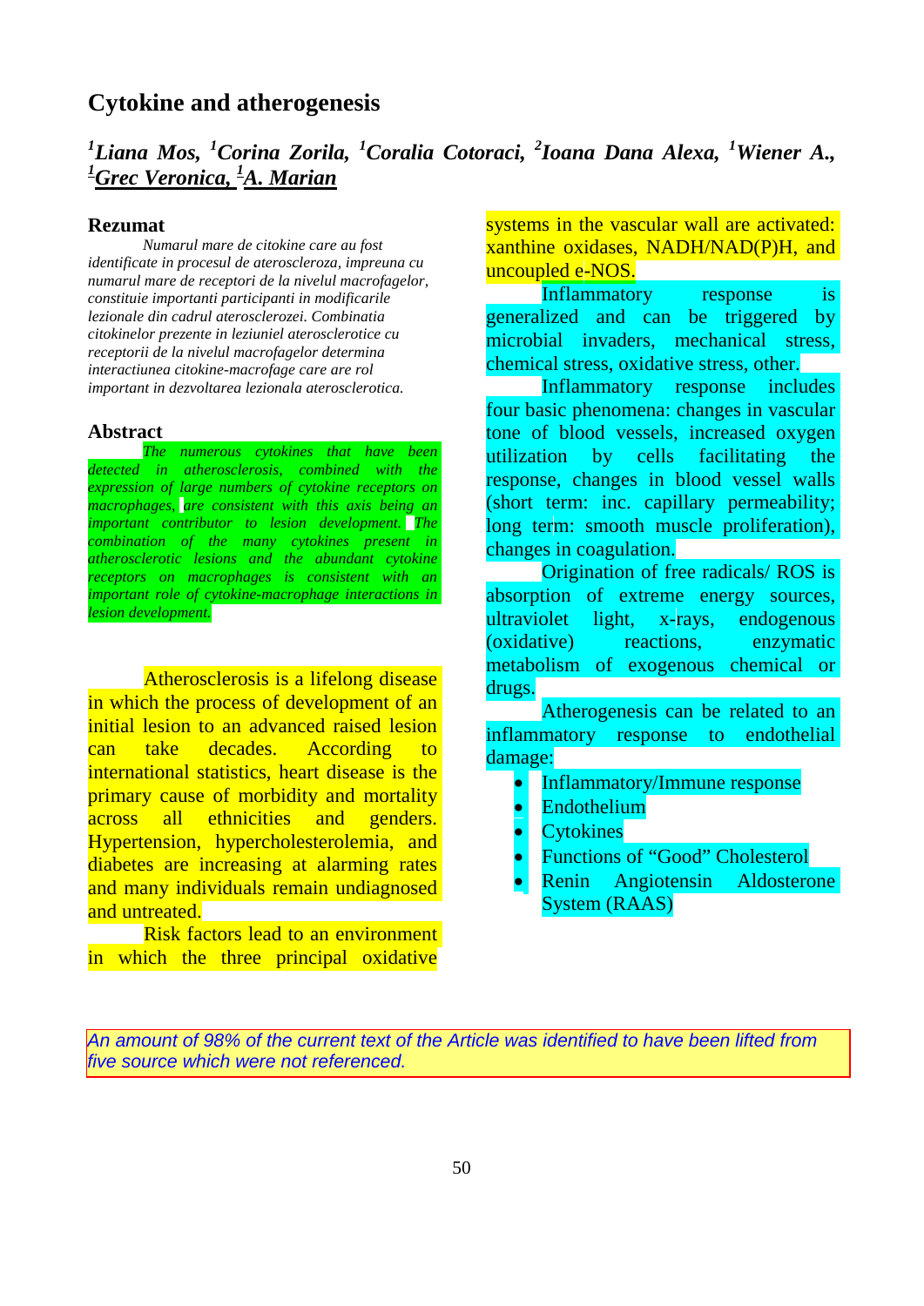# Cytokine and atherogenesis

***[1]Liana Mos, [1]Corina Zorila, [1]Coralia Cotoraci, [2]Ioana Dana Alexa, [1]Wiener A., [1]Grec Veronica, [1]A. Marian***

### Rezumat

*Numarul mare de citokine care au fost identificate in procesul de ateroscleroza, impreuna cu numarul mare de receptori de la nivelul macrofagelor, constituie participanti importanti in modificarile lezionale din cadrul aterosclerozei. Combinatia citokinelor prezente in leziuniel aterosclerotice cu receptorii de la nivelul macrofagelor determina interactiunea citokine-macrofage care are rol important in dezvoltarea lezionala aterosclerotica.*

### Abstract

*The numerous cytokines that have been detected in atherosclerosis, combined with the expression of large numbers of cytokine receptors on macrophages, are consistent with this axis being an important contributor to lesion development. The combination of the many cytokines present in atherosclerotic lesions and the abundant cytokine receptors on macrophages is consistent with an important role of cytokine-macrophage interactions in lesion development.*

Atherosclerosis is a lifelong disease in which the process of development of an initial lesion to an advanced raised lesion can take decades. According to international statistics, heart disease is the primary cause of morbidity and mortality across all ethnicities and genders. Hypertension, hypercholesterolemia, and diabetes are increasing at alarming rates and many individuals remain undiagnosed and untreated.

Risk factors lead to an environment in which the three principal oxidative systems in the vascular wall are activated: xanthine oxidases, NADH/NAD(P)H, and uncoupled e-NOS.

Inflammatory response is generalized and can be triggered by microbial invaders, mechanical stress, chemical stress, oxidative stress, other.

Inflammatory response includes four basic phenomena: changes in vascular tone of blood vessels, increased oxygen utilization by cells facilitating the response, changes in blood vessel walls (short term: inc. capillary permeability; long term: smooth muscle proliferation), changes in coagulation.

Origination of free radicals/ ROS is absorption of extreme energy sources, ultraviolet light, x-rays, endogenous (oxidative) reactions, enzymatic metabolism of exogenous chemical or drugs.

Atherogenesis can be related to an inflammatory response to endothelial damage:

- Inflammatory/Immune response
- Endothelium
- Cytokines
- Functions of "Good" Cholesterol
- Renin Angiotensin Aldosterone System (RAAS)

*An amount of 98% of the current text of the Article was identified to have been lifted from five source which were not referenced.*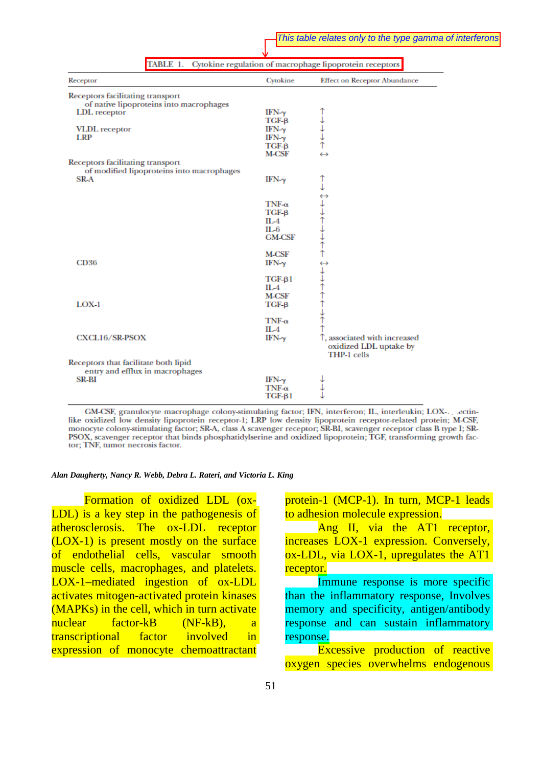*This table relates only to the type gamma of interferons*

**TABLE 1. Cytokine regulation of macrophage lipoprotein receptors**

| Receptor | Cytokine | Effect on Receptor Abundance |
|---|---|---|
| **Receptors facilitating transport of native lipoproteins into macrophages** | | |
| LDL receptor | IFN-γ | ↑ |
| | TGF-β | ↓ |
| VLDL receptor | IFN-γ | ↓ |
| LRP | IFN-γ | ↓ |
| | TGF-β | ↑ |
| | M-CSF | ↔ |
| **Receptors facilitating transport of modified lipoproteins into macrophages** | | |
| SR-A | IFN-γ | ↑ |
| | | ↓ |
| | | ↔ |
| | TNF-α | ↓ |
| | TGF-β | ↓ |
| | IL-4 | ↑ |
| | IL-6 | ↓ |
| | GM-CSF | ↓ |
| | | ↑ |
| | M-CSF | ↑ |
| CD36 | IFN-γ | ↔ |
| | | ↓ |
| | TGF-β1 | ↓ |
| | IL-4 | ↑ |
| | M-CSF | ↑ |
| LOX-1 | TGF-β | ↑ |
| | | ↓ |
| | TNF-α | ↑ |
| | IL-4 | ↑ |
| CXCL16/SR-PSOX | IFN-γ | ↑, associated with increased oxidized LDL uptake by THP-1 cells |
| **Receptors that facilitate both lipid entry and efflux in macrophages** | | |
| SR-BI | IFN-γ | ↓ |
| | TNF-α | ↓ |
| | TGF-β1 | ↓ |

GM-CSF, granulocyte macrophage colony-stimulating factor; IFN, interferon; IL, interleukin; LOX-1, lectin-like oxidized low density lipoprotein receptor-1; LRP low density lipoprotein receptor-related protein; M-CSF, monocyte colony-stimulating factor; SR-A, class A scavenger receptor; SR-BI, scavenger receptor class B type I; SR-PSOX, scavenger receptor that binds phosphatidylserine and oxidized lipoprotein; TGF, transforming growth factor; TNF, tumor necrosis factor.

*Alan Daugherty, Nancy R. Webb, Debra L. Rateri, and Victoria L. King*

Formation of oxidized LDL (ox-LDL) is a key step in the pathogenesis of atherosclerosis. The ox-LDL receptor (LOX-1) is present mostly on the surface of endothelial cells, vascular smooth muscle cells, macrophages, and platelets. LOX-1–mediated ingestion of ox-LDL activates mitogen-activated protein kinases (MAPKs) in the cell, which in turn activate nuclear factor-kB (NF-kB), a transcriptional factor involved in expression of monocyte chemoattractant protein-1 (MCP-1). In turn, MCP-1 leads to adhesion molecule expression.

Ang II, via the AT1 receptor, increases LOX-1 expression. Conversely, ox-LDL, via LOX-1, upregulates the AT1 receptor.

Immune response is more specific than the inflammatory response, Involves memory and specificity, antigen/antibody response and can sustain inflammatory response.

Excessive production of reactive oxygen species overwhelms endogenous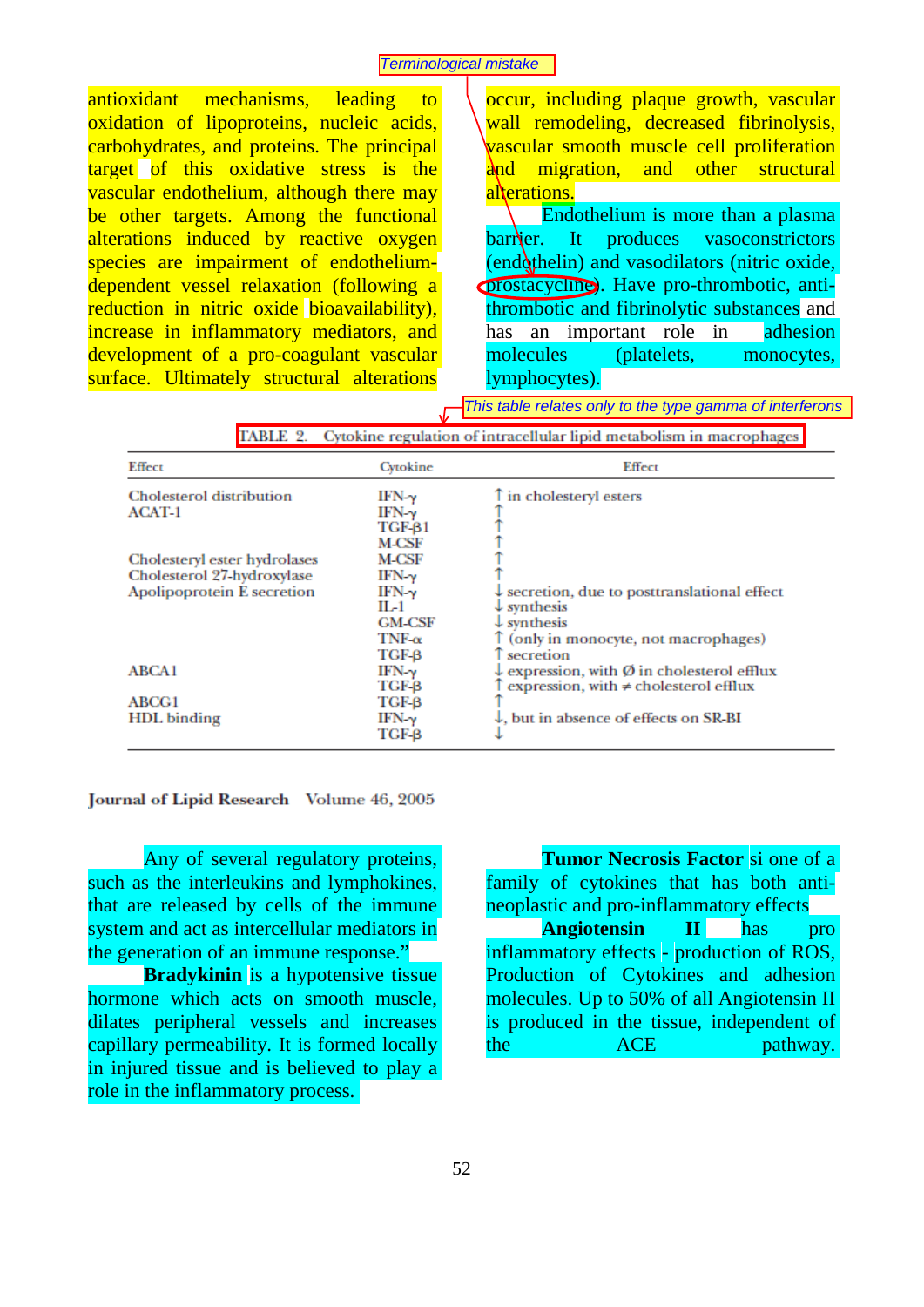Terminological mistake

antioxidant mechanisms, leading to oxidation of lipoproteins, nucleic acids, carbohydrates, and proteins. The principal target of this oxidative stress is the vascular endothelium, although there may be other targets. Among the functional alterations induced by reactive oxygen species are impairment of endothelium-dependent vessel relaxation (following a reduction in nitric oxide bioavailability), increase in inflammatory mediators, and development of a pro-coagulant vascular surface. Ultimately structural alterations occur, including plaque growth, vascular wall remodeling, decreased fibrinolysis, vascular smooth muscle cell proliferation and migration, and other structural alterations.

Endothelium is more than a plasma barrier. It produces vasoconstrictors (endothelin) and vasodilators (nitric oxide, prostacycline). Have pro-thrombotic, anti-thrombotic and fibrinolytic substances and has an important role in adhesion molecules (platelets, monocytes, lymphocytes).

This table relates only to the type gamma of interferons

TABLE 2. Cytokine regulation of intracellular lipid metabolism in macrophages

| Effect | Cytokine | Effect |
|---|---|---|
| Cholesterol distribution | IFN-γ | ↑ in cholesteryl esters |
| ACAT-1 | IFN-γ | ↑ |
| | TGF-β1 | ↑ |
| | M-CSF | ↑ |
| Cholesteryl ester hydrolases | M-CSF | ↑ |
| Cholesterol 27-hydroxylase | IFN-γ | ↑ |
| Apolipoprotein E secretion | IFN-γ | ↓ secretion, due to posttranslational effect |
| | IL-1 | ↓ synthesis |
| | GM-CSF | ↓ synthesis |
| | TNF-α | ↑ (only in monocyte, not macrophages) |
| | TGF-β | ↑ secretion |
| ABCA1 | IFN-γ | ↓ expression, with Ø in cholesterol efflux |
| | TGF-β | ↑ expression, with ≠ cholesterol efflux |
| ABCG1 | TGF-β | ↑ |
| HDL binding | IFN-γ | ↓, but in absence of effects on SR-BI |
| | TGF-β | ↓ |

Journal of Lipid Research Volume 46, 2005

Any of several regulatory proteins, such as the interleukins and lymphokines, that are released by cells of the immune system and act as intercellular mediators in the generation of an immune response."

**Bradykinin** is a hypotensive tissue hormone which acts on smooth muscle, dilates peripheral vessels and increases capillary permeability. It is formed locally in injured tissue and is believed to play a role in the inflammatory process.

**Tumor Necrosis Factor** si one of a family of cytokines that has both anti-neoplastic and pro-inflammatory effects

**Angiotensin II** has pro inflammatory effects - production of ROS, Production of Cytokines and adhesion molecules. Up to 50% of all Angiotensin II is produced in the tissue, independent of the ACE pathway.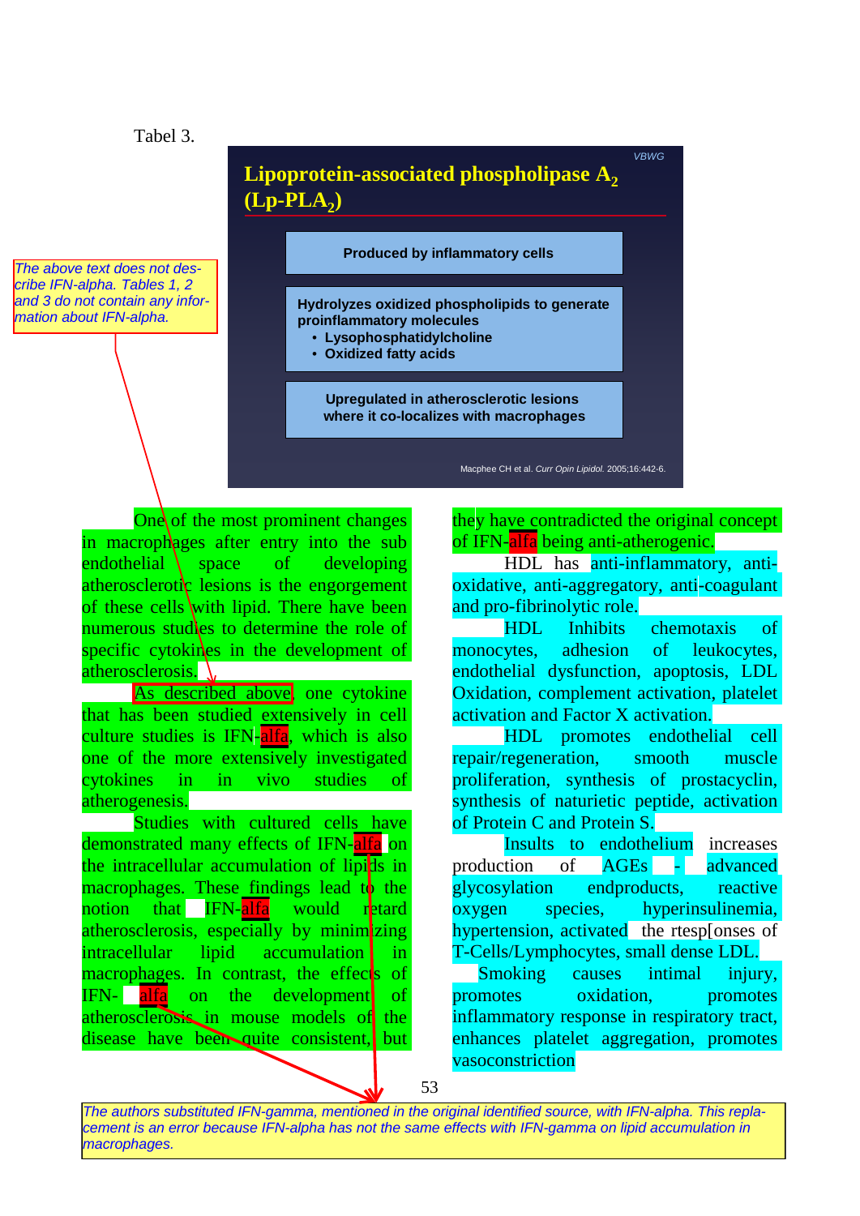Tabel 3.

**Lipoprotein-associated phospholipase $A_2$ ($Lp\text{-}PLA_2$)**

VBWG

**Produced by inflammatory cells**

**Hydrolyzes oxidized phospholipids to generate proinflammatory molecules**
- **Lysophosphatidylcholine**
- **Oxidized fatty acids**

**Upregulated in atherosclerotic lesions where it co-localizes with macrophages**

Macphee CH et al. *Curr Opin Lipidol.* 2005;16:442-6.

*The above text does not describe IFN-alpha. Tables 1, 2 and 3 do not contain any information about IFN-alpha.*

One of the most prominent changes in macrophages after entry into the sub endothelial space of developing atherosclerotic lesions is the engorgement of these cells with lipid. There have been numerous studies to determine the role of specific cytokines in the development of atherosclerosis.

As described above, one cytokine that has been studied extensively in cell culture studies is IFN-alfa, which is also one of the more extensively investigated cytokines in in vivo studies of atherogenesis.

Studies with cultured cells have demonstrated many effects of IFN-alfa on the intracellular accumulation of lipids in macrophages. These findings lead to the notion that IFN-alfa would retard atherosclerosis, especially by minimizing intracellular lipid accumulation in macrophages. In contrast, the effects of IFN- alfa on the development of atherosclerosis in mouse models of the disease have been quite consistent, but they have contradicted the original concept of IFN-alfa being anti-atherogenic.

HDL has anti-inflammatory, anti-oxidative, anti-aggregatory, anti-coagulant and pro-fibrinolytic role.

HDL Inhibits chemotaxis of monocytes, adhesion of leukocytes, endothelial dysfunction, apoptosis, LDL Oxidation, complement activation, platelet activation and Factor X activation.

HDL promotes endothelial cell repair/regeneration, smooth muscle proliferation, synthesis of prostacyclin, synthesis of naturietic peptide, activation of Protein C and Protein S.

Insults to endothelium increases production of AGEs - advanced glycosylation endproducts, reactive oxygen species, hyperinsulinemia, hypertension, activated the rtesp[onses of T-Cells/Lymphocytes, small dense LDL.

Smoking causes intimal injury, promotes oxidation, promotes inflammatory response in respiratory tract, enhances platelet aggregation, promotes vasoconstriction

*The authors substituted IFN-gamma, mentioned in the original identified source, with IFN-alpha. This replacement is an error because IFN-alpha has not the same effects with IFN-gamma on lipid accumulation in macrophages.*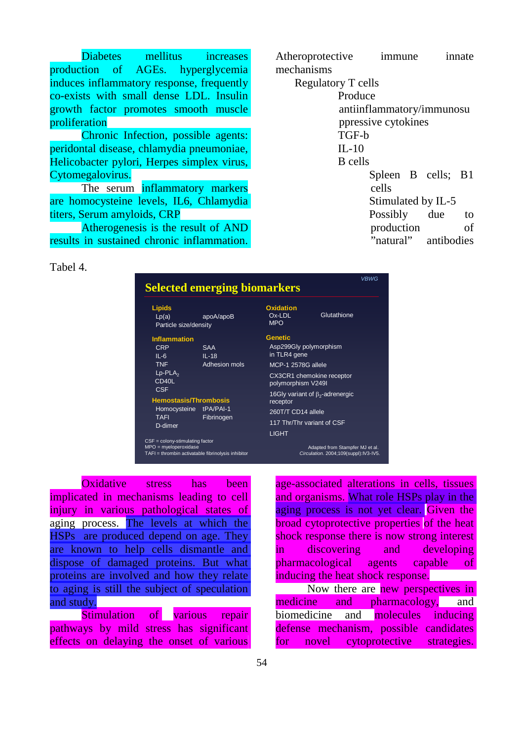Diabetes mellitus increases production of AGEs. hyperglycemia induces inflammatory response, frequently co-exists with small dense LDL. Insulin growth factor promotes smooth muscle proliferation

Chronic Infection, possible agents: peridontal disease, chlamydia pneumoniae, Helicobacter pylori, Herpes simplex virus, Cytomegalovirus.

The serum inflammatory markers are homocysteine levels, IL6, Chlamydia titers, Serum amyloids, CRP

Atherogenesis is the result of AND results in sustained chronic inflammation.

Atheroprotective immune innate mechanisms

- Regulatory T cells
  - Produce antiinflammatory/immunosuppressive cytokines
  - TGF-b
  - IL-10
  - B cells
    - Spleen B cells; B1 cells
    - Stimulated by IL-5
    - Possibly due to production of "natural" antibodies

Tabel 4.

**Selected emerging biomarkers** (VBWG)

| | | | |
|---|---|---|---|
| **Lipids** | | **Oxidation** | |
| Lp(a) | apoA/apoB | Ox-LDL | Glutathione |
| Particle size/density | | MPO | |
| **Inflammation** | | **Genetic** | |
| CRP | SAA | Asp299Gly polymorphism in TLR4 gene | |
| IL-6 | IL-18 | MCP-1 2578G allele | |
| TNF | Adhesion mols | CX3CR1 chemokine receptor polymorphism V249I | |
| Lp-$PLA_2$ | | 16Gly variant of $\beta_2$-adrenergic receptor | |
| CD40L | | 260T/T CD14 allele | |
| CSF | | 117 Thr/Thr variant of CSF | |
| **Hemostasis/Thrombosis** | | LIGHT | |
| Homocysteine | tPA/PAI-1 | | |
| TAFI | Fibrinogen | | |
| D-dimer | | | |

CSF = colony-stimulating factor
MPO = myeloperoxidase
TAFI = thrombin activatable fibrinolysis inhibitor

Adapted from Stampfer MJ et al. *Circulation*. 2004;109(suppl):IV3-IV5.

Oxidative stress has been implicated in mechanisms leading to cell injury in various pathological states of aging process. The levels at which the HSPs are produced depend on age. They are known to help cells dismantle and dispose of damaged proteins. But what proteins are involved and how they relate to aging is still the subject of speculation and study.

Stimulation of various repair pathways by mild stress has significant effects on delaying the onset of various age-associated alterations in cells, tissues and organisms. What role HSPs play in the aging process is not yet clear. Given the broad cytoprotective properties of the heat shock response there is now strong interest in discovering and developing pharmacological agents capable of inducing the heat shock response.

Now there are new perspectives in medicine and pharmacology, and biomedicine and molecules inducing defense mechanism, possible candidates for novel cytoprotective strategies.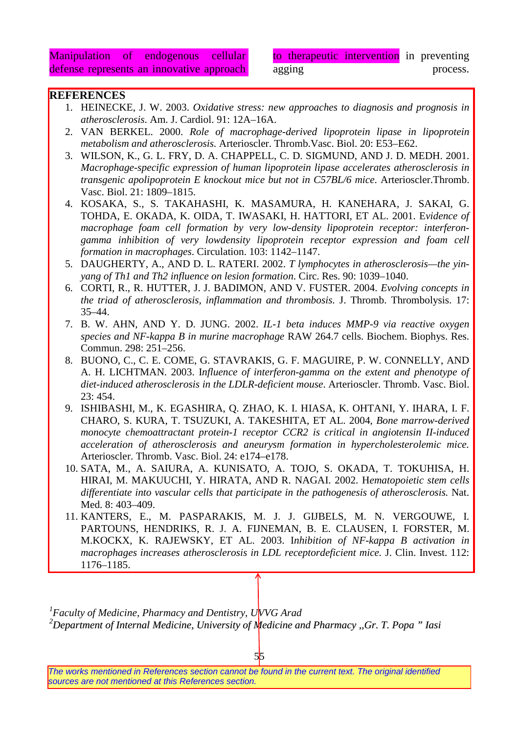Manipulation of endogenous cellular defense represents an innovative approach to therapeutic intervention in preventing agging process.

## REFERENCES

1. HEINECKE, J. W. 2003. *Oxidative stress: new approaches to diagnosis and prognosis in atherosclerosis*. Am. J. Cardiol. 91: 12A–16A.
2. VAN BERKEL. 2000. *Role of macrophage-derived lipoprotein lipase in lipoprotein metabolism and atherosclerosis.* Arterioscler. Thromb.Vasc. Biol. 20: E53–E62.
3. WILSON, K., G. L. FRY, D. A. CHAPPELL, C. D. SIGMUND, AND J. D. MEDH. 2001. *Macrophage-specific expression of human lipoprotein lipase accelerates atherosclerosis in transgenic apolipoprotein E knockout mice but not in C57BL/6 mice*. Arterioscler.Thromb. Vasc. Biol. 21: 1809–1815.
4. KOSAKA, S., S. TAKAHASHI, K. MASAMURA, H. KANEHARA, J. SAKAI, G. TOHDA, E. OKADA, K. OIDA, T. IWASAKI, H. HATTORI, ET AL. 2001. E*vidence of macrophage foam cell formation by very low-density lipoprotein receptor: interferon-gamma inhibition of very lowdensity lipoprotein receptor expression and foam cell formation in macrophages*. Circulation. 103: 1142–1147.
5. DAUGHERTY, A., AND D. L. RATERI. 2002. *T lymphocytes in atherosclerosis—the yin-yang of Th1 and Th2 influence on lesion formation*. Circ. Res. 90: 1039–1040.
6. CORTI, R., R. HUTTER, J. J. BADIMON, AND V. FUSTER. 2004. *Evolving concepts in the triad of atherosclerosis, inflammation and thrombosis*. J. Thromb. Thrombolysis. 17: 35–44.
7. B. W. AHN, AND Y. D. JUNG. 2002. *IL-1 beta induces MMP-9 via reactive oxygen species and NF-kappa B in murine macrophage* RAW 264.7 cells. Biochem. Biophys. Res. Commun. 298: 251–256.
8. BUONO, C., C. E. COME, G. STAVRAKIS, G. F. MAGUIRE, P. W. CONNELLY, AND A. H. LICHTMAN. 2003. I*nfluence of interferon-gamma on the extent and phenotype of diet-induced atherosclerosis in the LDLR-deficient mouse*. Arterioscler. Thromb. Vasc. Biol. 23: 454.
9. ISHIBASHI, M., K. EGASHIRA, Q. ZHAO, K. I. HIASA, K. OHTANI, Y. IHARA, I. F. CHARO, S. KURA, T. TSUZUKI, A. TAKESHITA, ET AL. 2004, *Bone marrow-derived monocyte chemoattractant protein-1 receptor CCR2 is critical in angiotensin II-induced acceleration of atherosclerosis and aneurysm formation in hypercholesterolemic mice.* Arterioscler. Thromb. Vasc. Biol. 24: e174–e178.
10. SATA, M., A. SAIURA, A. KUNISATO, A. TOJO, S. OKADA, T. TOKUHISA, H. HIRAI, M. MAKUUCHI, Y. HIRATA, AND R. NAGAI. 2002. H*ematopoietic stem cells differentiate into vascular cells that participate in the pathogenesis of atherosclerosis.* Nat. Med. 8: 403–409.
11. KANTERS, E., M. PASPARAKIS, M. J. J. GIJBELS, M. N. VERGOUWE, I. PARTOUNS, HENDRIKS, R. J. A. FIJNEMAN, B. E. CLAUSEN, I. FORSTER, M. M.KOCKX, K. RAJEWSKY, ET AL. 2003. I*nhibition of NF-kappa B activation in macrophages increases atherosclerosis in LDL receptordeficient mice.* J. Clin. Invest. 112: 1176–1185.

[1]*Faculty of Medicine, Pharmacy and Dentistry, UVVG Arad*
[2]*Department of Internal Medicine, University of Medicine and Pharmacy „Gr. T. Popa " Iasi*

*The works mentioned in References section cannot be found in the current text. The original identified sources are not mentioned at this References section.*